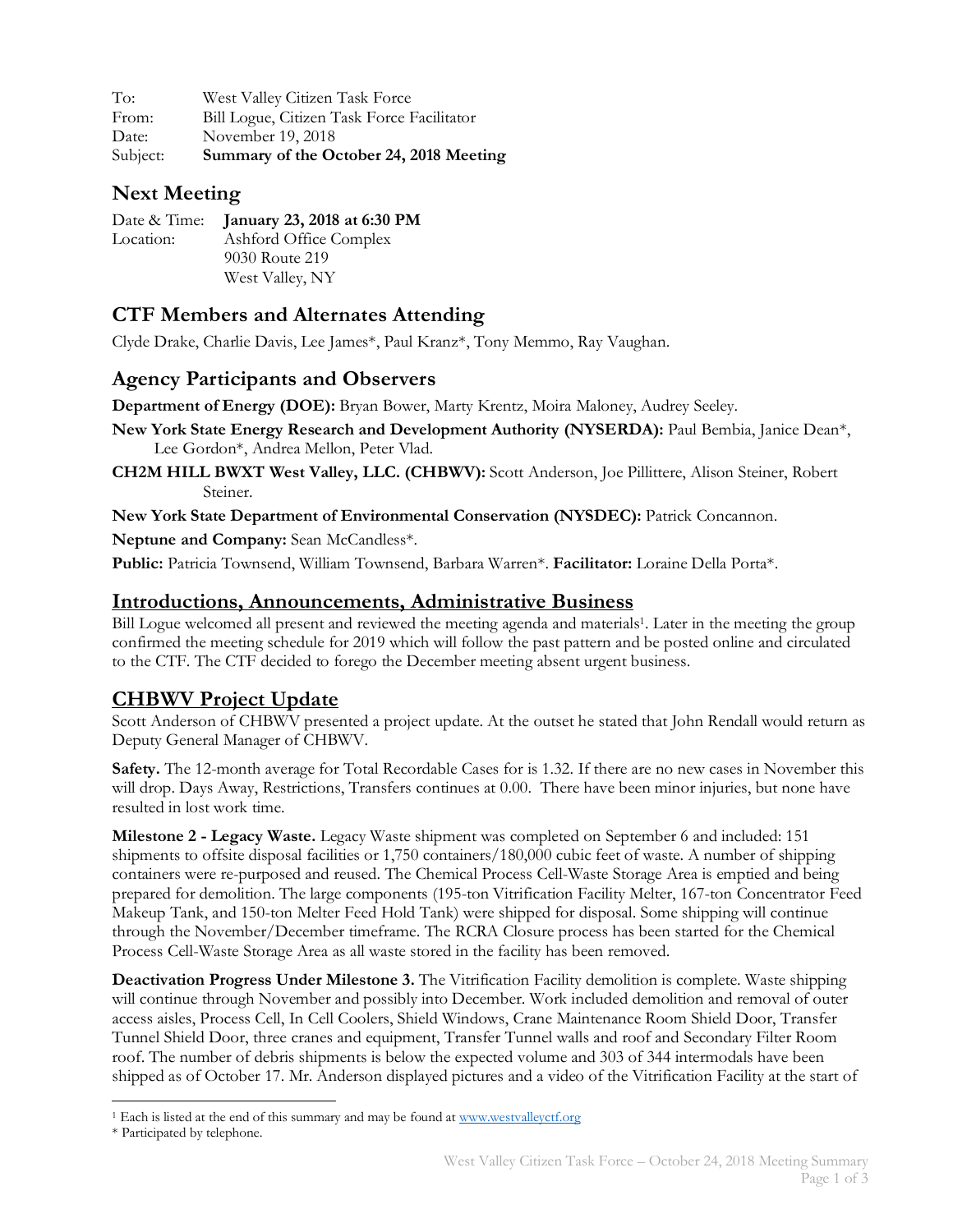To: West Valley Citizen Task Force
From: Bill Logue, Citizen Task Force Facilitator
Date: November 19, 2018
Subject: **Summary of the October 24, 2018 Meeting**

## Next Meeting

Date & Time: **January 23, 2018 at 6:30 PM**
Location: Ashford Office Complex
9030 Route 219
West Valley, NY

## CTF Members and Alternates Attending

Clyde Drake, Charlie Davis, Lee James*, Paul Kranz*, Tony Memmo, Ray Vaughan.

## Agency Participants and Observers

**Department of Energy (DOE):** Bryan Bower, Marty Krentz, Moira Maloney, Audrey Seeley.

**New York State Energy Research and Development Authority (NYSERDA):** Paul Bembia, Janice Dean*, Lee Gordon*, Andrea Mellon, Peter Vlad.

**CH2M HILL BWXT West Valley, LLC. (CHBWV):** Scott Anderson, Joe Pillittere, Alison Steiner, Robert Steiner.

**New York State Department of Environmental Conservation (NYSDEC):** Patrick Concannon.

**Neptune and Company:** Sean McCandless*.

**Public:** Patricia Townsend, William Townsend, Barbara Warren*. **Facilitator:** Loraine Della Porta*.

## Introductions, Announcements, Administrative Business

Bill Logue welcomed all present and reviewed the meeting agenda and materials[1]. Later in the meeting the group confirmed the meeting schedule for 2019 which will follow the past pattern and be posted online and circulated to the CTF. The CTF decided to forego the December meeting absent urgent business.

## CHBWV Project Update

Scott Anderson of CHBWV presented a project update. At the outset he stated that John Rendall would return as Deputy General Manager of CHBWV.

**Safety.** The 12-month average for Total Recordable Cases for is 1.32. If there are no new cases in November this will drop. Days Away, Restrictions, Transfers continues at 0.00. There have been minor injuries, but none have resulted in lost work time.

**Milestone 2 - Legacy Waste.** Legacy Waste shipment was completed on September 6 and included: 151 shipments to offsite disposal facilities or 1,750 containers/180,000 cubic feet of waste. A number of shipping containers were re-purposed and reused. The Chemical Process Cell-Waste Storage Area is emptied and being prepared for demolition. The large components (195-ton Vitrification Facility Melter, 167-ton Concentrator Feed Makeup Tank, and 150-ton Melter Feed Hold Tank) were shipped for disposal. Some shipping will continue through the November/December timeframe. The RCRA Closure process has been started for the Chemical Process Cell-Waste Storage Area as all waste stored in the facility has been removed.

**Deactivation Progress Under Milestone 3.** The Vitrification Facility demolition is complete. Waste shipping will continue through November and possibly into December. Work included demolition and removal of outer access aisles, Process Cell, In Cell Coolers, Shield Windows, Crane Maintenance Room Shield Door, Transfer Tunnel Shield Door, three cranes and equipment, Transfer Tunnel walls and roof and Secondary Filter Room roof. The number of debris shipments is below the expected volume and 303 of 344 intermodals have been shipped as of October 17. Mr. Anderson displayed pictures and a video of the Vitrification Facility at the start of

---

[1] Each is listed at the end of this summary and may be found at www.westvalleyctf.org

\* Participated by telephone.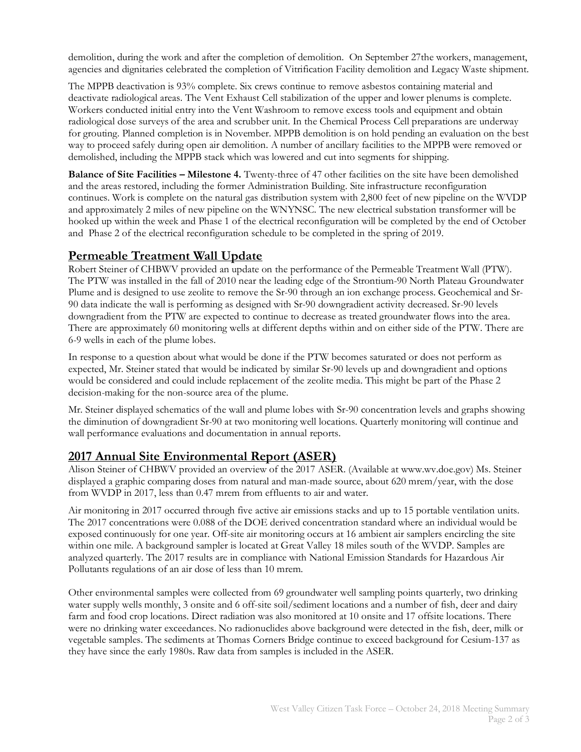demolition, during the work and after the completion of demolition. On September 27the workers, management, agencies and dignitaries celebrated the completion of Vitrification Facility demolition and Legacy Waste shipment.

The MPPB deactivation is 93% complete. Six crews continue to remove asbestos containing material and deactivate radiological areas. The Vent Exhaust Cell stabilization of the upper and lower plenums is complete. Workers conducted initial entry into the Vent Washroom to remove excess tools and equipment and obtain radiological dose surveys of the area and scrubber unit. In the Chemical Process Cell preparations are underway for grouting. Planned completion is in November. MPPB demolition is on hold pending an evaluation on the best way to proceed safely during open air demolition. A number of ancillary facilities to the MPPB were removed or demolished, including the MPPB stack which was lowered and cut into segments for shipping.

**Balance of Site Facilities – Milestone 4.** Twenty-three of 47 other facilities on the site have been demolished and the areas restored, including the former Administration Building. Site infrastructure reconfiguration continues. Work is complete on the natural gas distribution system with 2,800 feet of new pipeline on the WVDP and approximately 2 miles of new pipeline on the WNYNSC. The new electrical substation transformer will be hooked up within the week and Phase 1 of the electrical reconfiguration will be completed by the end of October and Phase 2 of the electrical reconfiguration schedule to be completed in the spring of 2019.

## Permeable Treatment Wall Update

Robert Steiner of CHBWV provided an update on the performance of the Permeable Treatment Wall (PTW). The PTW was installed in the fall of 2010 near the leading edge of the Strontium-90 North Plateau Groundwater Plume and is designed to use zeolite to remove the Sr-90 through an ion exchange process. Geochemical and Sr-90 data indicate the wall is performing as designed with Sr-90 downgradient activity decreased. Sr-90 levels downgradient from the PTW are expected to continue to decrease as treated groundwater flows into the area. There are approximately 60 monitoring wells at different depths within and on either side of the PTW. There are 6-9 wells in each of the plume lobes.

In response to a question about what would be done if the PTW becomes saturated or does not perform as expected, Mr. Steiner stated that would be indicated by similar Sr-90 levels up and downgradient and options would be considered and could include replacement of the zeolite media. This might be part of the Phase 2 decision-making for the non-source area of the plume.

Mr. Steiner displayed schematics of the wall and plume lobes with Sr-90 concentration levels and graphs showing the diminution of downgradient Sr-90 at two monitoring well locations. Quarterly monitoring will continue and wall performance evaluations and documentation in annual reports.

## 2017 Annual Site Environmental Report (ASER)

Alison Steiner of CHBWV provided an overview of the 2017 ASER. (Available at www.wv.doe.gov) Ms. Steiner displayed a graphic comparing doses from natural and man-made source, about 620 mrem/year, with the dose from WVDP in 2017, less than 0.47 mrem from effluents to air and water.

Air monitoring in 2017 occurred through five active air emissions stacks and up to 15 portable ventilation units. The 2017 concentrations were 0.088 of the DOE derived concentration standard where an individual would be exposed continuously for one year. Off-site air monitoring occurs at 16 ambient air samplers encircling the site within one mile. A background sampler is located at Great Valley 18 miles south of the WVDP. Samples are analyzed quarterly. The 2017 results are in compliance with National Emission Standards for Hazardous Air Pollutants regulations of an air dose of less than 10 mrem.

Other environmental samples were collected from 69 groundwater well sampling points quarterly, two drinking water supply wells monthly, 3 onsite and 6 off-site soil/sediment locations and a number of fish, deer and dairy farm and food crop locations. Direct radiation was also monitored at 10 onsite and 17 offsite locations. There were no drinking water exceedances. No radionuclides above background were detected in the fish, deer, milk or vegetable samples. The sediments at Thomas Corners Bridge continue to exceed background for Cesium-137 as they have since the early 1980s. Raw data from samples is included in the ASER.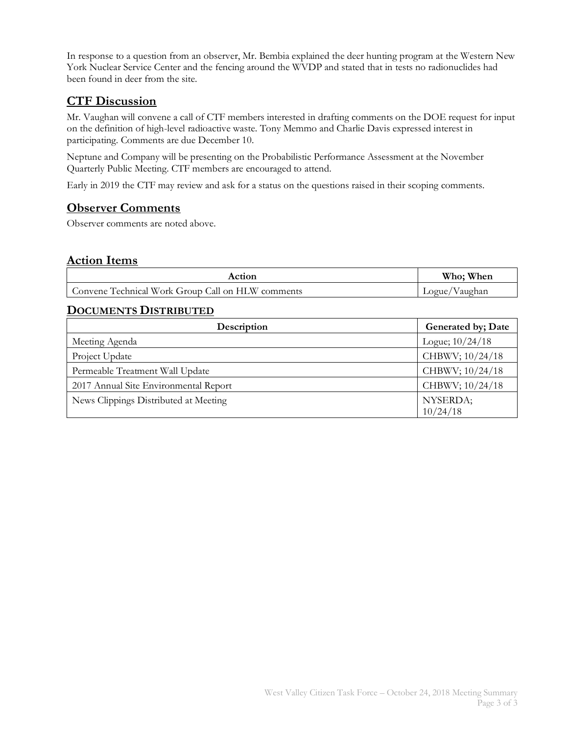In response to a question from an observer, Mr. Bembia explained the deer hunting program at the Western New York Nuclear Service Center and the fencing around the WVDP and stated that in tests no radionuclides had been found in deer from the site.

## CTF Discussion

Mr. Vaughan will convene a call of CTF members interested in drafting comments on the DOE request for input on the definition of high-level radioactive waste. Tony Memmo and Charlie Davis expressed interest in participating. Comments are due December 10.

Neptune and Company will be presenting on the Probabilistic Performance Assessment at the November Quarterly Public Meeting. CTF members are encouraged to attend.

Early in 2019 the CTF may review and ask for a status on the questions raised in their scoping comments.

## Observer Comments

Observer comments are noted above.

## Action Items

| Action | Who; When |
|---|---|
| Convene Technical Work Group Call on HLW comments | Logue/Vaughan |

## DOCUMENTS DISTRIBUTED

| Description | Generated by; Date |
|---|---|
| Meeting Agenda | Logue; 10/24/18 |
| Project Update | CHBWV; 10/24/18 |
| Permeable Treatment Wall Update | CHBWV; 10/24/18 |
| 2017 Annual Site Environmental Report | CHBWV; 10/24/18 |
| News Clippings Distributed at Meeting | NYSERDA; 10/24/18 |